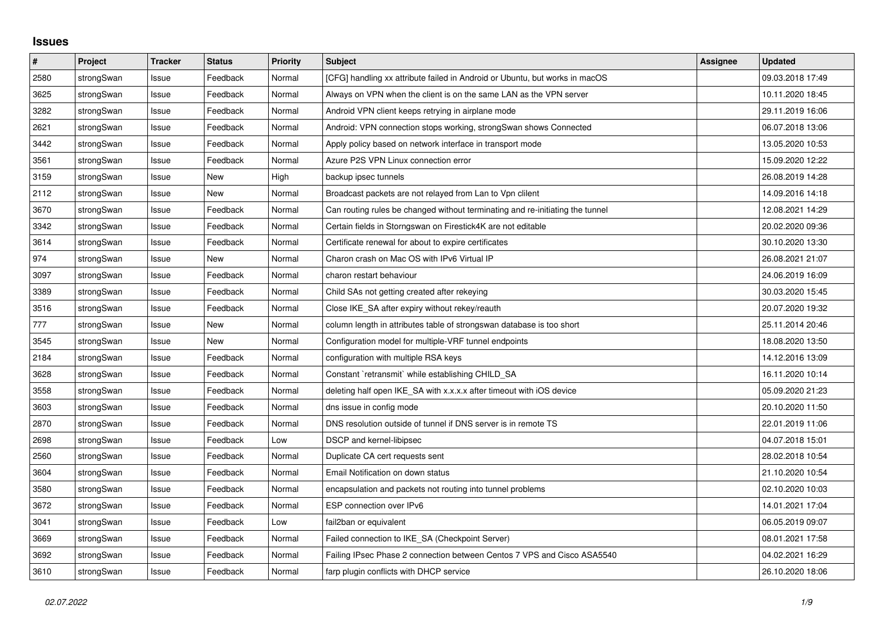# Issues

| # | Project | Tracker | Status | Priority | Subject | Assignee | Updated |
|---|---|---|---|---|---|---|---|
| 2580 | strongSwan | Issue | Feedback | Normal | [CFG] handling xx attribute failed in Android or Ubuntu, but works in macOS | | 09.03.2018 17:49 |
| 3625 | strongSwan | Issue | Feedback | Normal | Always on VPN when the client is on the same LAN as the VPN server | | 10.11.2020 18:45 |
| 3282 | strongSwan | Issue | Feedback | Normal | Android VPN client keeps retrying in airplane mode | | 29.11.2019 16:06 |
| 2621 | strongSwan | Issue | Feedback | Normal | Android: VPN connection stops working, strongSwan shows Connected | | 06.07.2018 13:06 |
| 3442 | strongSwan | Issue | Feedback | Normal | Apply policy based on network interface in transport mode | | 13.05.2020 10:53 |
| 3561 | strongSwan | Issue | Feedback | Normal | Azure P2S VPN Linux connection error | | 15.09.2020 12:22 |
| 3159 | strongSwan | Issue | New | High | backup ipsec tunnels | | 26.08.2019 14:28 |
| 2112 | strongSwan | Issue | New | Normal | Broadcast packets are not relayed from Lan to Vpn clilent | | 14.09.2016 14:18 |
| 3670 | strongSwan | Issue | Feedback | Normal | Can routing rules be changed without terminating and re-initiating the tunnel | | 12.08.2021 14:29 |
| 3342 | strongSwan | Issue | Feedback | Normal | Certain fields in Storngswan on Firestick4K are not editable | | 20.02.2020 09:36 |
| 3614 | strongSwan | Issue | Feedback | Normal | Certificate renewal for about to expire certificates | | 30.10.2020 13:30 |
| 974 | strongSwan | Issue | New | Normal | Charon crash on Mac OS with IPv6 Virtual IP | | 26.08.2021 21:07 |
| 3097 | strongSwan | Issue | Feedback | Normal | charon restart behaviour | | 24.06.2019 16:09 |
| 3389 | strongSwan | Issue | Feedback | Normal | Child SAs not getting created after rekeying | | 30.03.2020 15:45 |
| 3516 | strongSwan | Issue | Feedback | Normal | Close IKE_SA after expiry without rekey/reauth | | 20.07.2020 19:32 |
| 777 | strongSwan | Issue | New | Normal | column length in attributes table of strongswan database is too short | | 25.11.2014 20:46 |
| 3545 | strongSwan | Issue | New | Normal | Configuration model for multiple-VRF tunnel endpoints | | 18.08.2020 13:50 |
| 2184 | strongSwan | Issue | Feedback | Normal | configuration with multiple RSA keys | | 14.12.2016 13:09 |
| 3628 | strongSwan | Issue | Feedback | Normal | Constant `retransmit` while establishing CHILD_SA | | 16.11.2020 10:14 |
| 3558 | strongSwan | Issue | Feedback | Normal | deleting half open IKE_SA with x.x.x.x after timeout with iOS device | | 05.09.2020 21:23 |
| 3603 | strongSwan | Issue | Feedback | Normal | dns issue in config mode | | 20.10.2020 11:50 |
| 2870 | strongSwan | Issue | Feedback | Normal | DNS resolution outside of tunnel if DNS server is in remote TS | | 22.01.2019 11:06 |
| 2698 | strongSwan | Issue | Feedback | Low | DSCP and kernel-libipsec | | 04.07.2018 15:01 |
| 2560 | strongSwan | Issue | Feedback | Normal | Duplicate CA cert requests sent | | 28.02.2018 10:54 |
| 3604 | strongSwan | Issue | Feedback | Normal | Email Notification on down status | | 21.10.2020 10:54 |
| 3580 | strongSwan | Issue | Feedback | Normal | encapsulation and packets not routing into tunnel problems | | 02.10.2020 10:03 |
| 3672 | strongSwan | Issue | Feedback | Normal | ESP connection over IPv6 | | 14.01.2021 17:04 |
| 3041 | strongSwan | Issue | Feedback | Low | fail2ban or equivalent | | 06.05.2019 09:07 |
| 3669 | strongSwan | Issue | Feedback | Normal | Failed connection to IKE_SA (Checkpoint Server) | | 08.01.2021 17:58 |
| 3692 | strongSwan | Issue | Feedback | Normal | Failing IPsec Phase 2 connection between Centos 7 VPS and Cisco ASA5540 | | 04.02.2021 16:29 |
| 3610 | strongSwan | Issue | Feedback | Normal | farp plugin conflicts with DHCP service | | 26.10.2020 18:06 |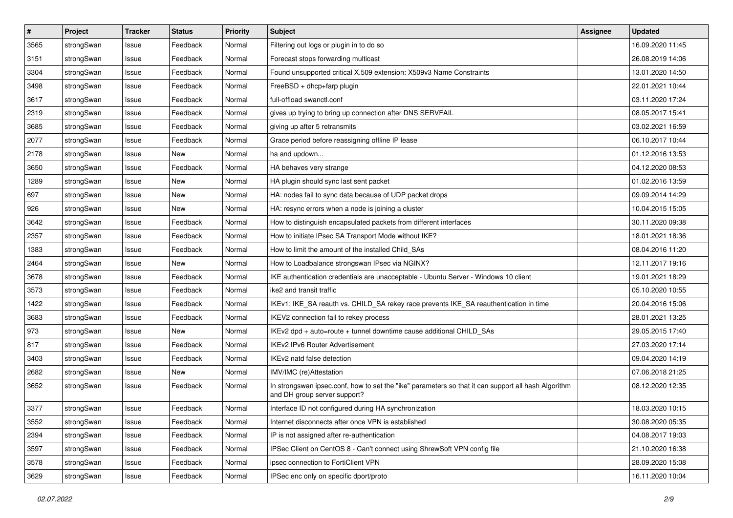| # | Project | Tracker | Status | Priority | Subject | Assignee | Updated |
|---|---|---|---|---|---|---|---|
| 3565 | strongSwan | Issue | Feedback | Normal | Filtering out logs or plugin in to do so | | 16.09.2020 11:45 |
| 3151 | strongSwan | Issue | Feedback | Normal | Forecast stops forwarding multicast | | 26.08.2019 14:06 |
| 3304 | strongSwan | Issue | Feedback | Normal | Found unsupported critical X.509 extension: X509v3 Name Constraints | | 13.01.2020 14:50 |
| 3498 | strongSwan | Issue | Feedback | Normal | FreeBSD + dhcp+farp plugin | | 22.01.2021 10:44 |
| 3617 | strongSwan | Issue | Feedback | Normal | full-offload swanctl.conf | | 03.11.2020 17:24 |
| 2319 | strongSwan | Issue | Feedback | Normal | gives up trying to bring up connection after DNS SERVFAIL | | 08.05.2017 15:41 |
| 3685 | strongSwan | Issue | Feedback | Normal | giving up after 5 retransmits | | 03.02.2021 16:59 |
| 2077 | strongSwan | Issue | Feedback | Normal | Grace period before reassigning offline IP lease | | 06.10.2017 10:44 |
| 2178 | strongSwan | Issue | New | Normal | ha and updown... | | 01.12.2016 13:53 |
| 3650 | strongSwan | Issue | Feedback | Normal | HA behaves very strange | | 04.12.2020 08:53 |
| 1289 | strongSwan | Issue | New | Normal | HA plugin should sync last sent packet | | 01.02.2016 13:59 |
| 697 | strongSwan | Issue | New | Normal | HA: nodes fail to sync data because of UDP packet drops | | 09.09.2014 14:29 |
| 926 | strongSwan | Issue | New | Normal | HA: resync errors when a node is joining a cluster | | 10.04.2015 15:05 |
| 3642 | strongSwan | Issue | Feedback | Normal | How to distinguish encapsulated packets from different interfaces | | 30.11.2020 09:38 |
| 2357 | strongSwan | Issue | Feedback | Normal | How to initiate IPsec SA Transport Mode without IKE? | | 18.01.2021 18:36 |
| 1383 | strongSwan | Issue | Feedback | Normal | How to limit the amount of the installed Child_SAs | | 08.04.2016 11:20 |
| 2464 | strongSwan | Issue | New | Normal | How to Loadbalance strongswan IPsec via NGINX? | | 12.11.2017 19:16 |
| 3678 | strongSwan | Issue | Feedback | Normal | IKE authentication credentials are unacceptable - Ubuntu Server - Windows 10 client | | 19.01.2021 18:29 |
| 3573 | strongSwan | Issue | Feedback | Normal | ike2 and transit traffic | | 05.10.2020 10:55 |
| 1422 | strongSwan | Issue | Feedback | Normal | IKEv1: IKE_SA reauth vs. CHILD_SA rekey race prevents IKE_SA reauthentication in time | | 20.04.2016 15:06 |
| 3683 | strongSwan | Issue | Feedback | Normal | IKEV2 connection fail to rekey process | | 28.01.2021 13:25 |
| 973 | strongSwan | Issue | New | Normal | IKEv2 dpd + auto=route + tunnel downtime cause additional CHILD_SAs | | 29.05.2015 17:40 |
| 817 | strongSwan | Issue | Feedback | Normal | IKEv2 IPv6 Router Advertisement | | 27.03.2020 17:14 |
| 3403 | strongSwan | Issue | Feedback | Normal | IKEv2 natd false detection | | 09.04.2020 14:19 |
| 2682 | strongSwan | Issue | New | Normal | IMV/IMC (re)Attestation | | 07.06.2018 21:25 |
| 3652 | strongSwan | Issue | Feedback | Normal | In strongswan ipsec.conf, how to set the "ike" parameters so that it can support all hash Algorithm and DH group server support? | | 08.12.2020 12:35 |
| 3377 | strongSwan | Issue | Feedback | Normal | Interface ID not configured during HA synchronization | | 18.03.2020 10:15 |
| 3552 | strongSwan | Issue | Feedback | Normal | Internet disconnects after once VPN is established | | 30.08.2020 05:35 |
| 2394 | strongSwan | Issue | Feedback | Normal | IP is not assigned after re-authentication | | 04.08.2017 19:03 |
| 3597 | strongSwan | Issue | Feedback | Normal | IPSec Client on CentOS 8 - Can't connect using ShrewSoft VPN config file | | 21.10.2020 16:38 |
| 3578 | strongSwan | Issue | Feedback | Normal | ipsec connection to FortiClient VPN | | 28.09.2020 15:08 |
| 3629 | strongSwan | Issue | Feedback | Normal | IPSec enc only on specific dport/proto | | 16.11.2020 10:04 |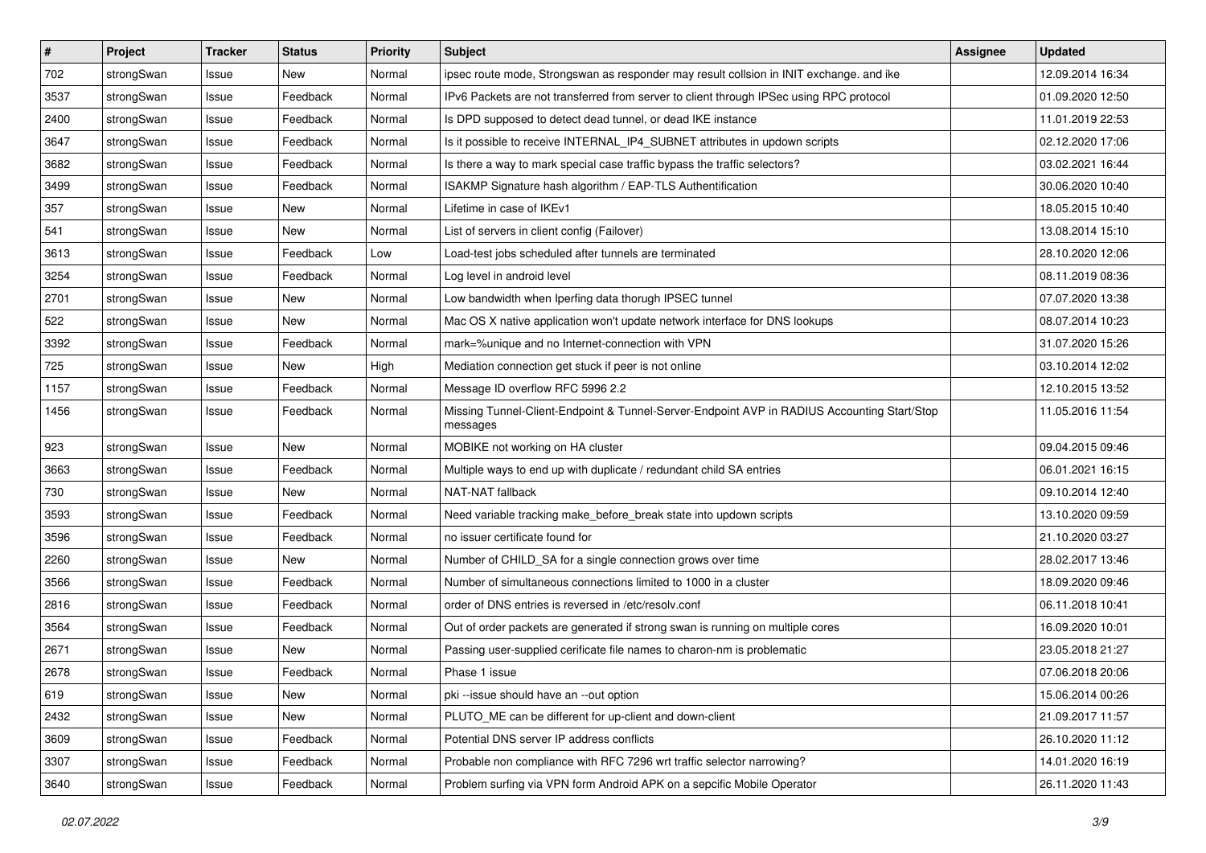| # | Project | Tracker | Status | Priority | Subject | Assignee | Updated |
|---|---|---|---|---|---|---|---|
| 702 | strongSwan | Issue | New | Normal | ipsec route mode, Strongswan as responder may result collsion in INIT exchange. and ike | | 12.09.2014 16:34 |
| 3537 | strongSwan | Issue | Feedback | Normal | IPv6 Packets are not transferred from server to client through IPSec using RPC protocol | | 01.09.2020 12:50 |
| 2400 | strongSwan | Issue | Feedback | Normal | Is DPD supposed to detect dead tunnel, or dead IKE instance | | 11.01.2019 22:53 |
| 3647 | strongSwan | Issue | Feedback | Normal | Is it possible to receive INTERNAL_IP4_SUBNET attributes in updown scripts | | 02.12.2020 17:06 |
| 3682 | strongSwan | Issue | Feedback | Normal | Is there a way to mark special case traffic bypass the traffic selectors? | | 03.02.2021 16:44 |
| 3499 | strongSwan | Issue | Feedback | Normal | ISAKMP Signature hash algorithm / EAP-TLS Authentification | | 30.06.2020 10:40 |
| 357 | strongSwan | Issue | New | Normal | Lifetime in case of IKEv1 | | 18.05.2015 10:40 |
| 541 | strongSwan | Issue | New | Normal | List of servers in client config (Failover) | | 13.08.2014 15:10 |
| 3613 | strongSwan | Issue | Feedback | Low | Load-test jobs scheduled after tunnels are terminated | | 28.10.2020 12:06 |
| 3254 | strongSwan | Issue | Feedback | Normal | Log level in android level | | 08.11.2019 08:36 |
| 2701 | strongSwan | Issue | New | Normal | Low bandwidth when Iperfing data thorugh IPSEC tunnel | | 07.07.2020 13:38 |
| 522 | strongSwan | Issue | New | Normal | Mac OS X native application won't update network interface for DNS lookups | | 08.07.2014 10:23 |
| 3392 | strongSwan | Issue | Feedback | Normal | mark=%unique and no Internet-connection with VPN | | 31.07.2020 15:26 |
| 725 | strongSwan | Issue | New | High | Mediation connection get stuck if peer is not online | | 03.10.2014 12:02 |
| 1157 | strongSwan | Issue | Feedback | Normal | Message ID overflow RFC 5996 2.2 | | 12.10.2015 13:52 |
| 1456 | strongSwan | Issue | Feedback | Normal | Missing Tunnel-Client-Endpoint & Tunnel-Server-Endpoint AVP in RADIUS Accounting Start/Stop messages | | 11.05.2016 11:54 |
| 923 | strongSwan | Issue | New | Normal | MOBIKE not working on HA cluster | | 09.04.2015 09:46 |
| 3663 | strongSwan | Issue | Feedback | Normal | Multiple ways to end up with duplicate / redundant child SA entries | | 06.01.2021 16:15 |
| 730 | strongSwan | Issue | New | Normal | NAT-NAT fallback | | 09.10.2014 12:40 |
| 3593 | strongSwan | Issue | Feedback | Normal | Need variable tracking make_before_break state into updown scripts | | 13.10.2020 09:59 |
| 3596 | strongSwan | Issue | Feedback | Normal | no issuer certificate found for | | 21.10.2020 03:27 |
| 2260 | strongSwan | Issue | New | Normal | Number of CHILD_SA for a single connection grows over time | | 28.02.2017 13:46 |
| 3566 | strongSwan | Issue | Feedback | Normal | Number of simultaneous connections limited to 1000 in a cluster | | 18.09.2020 09:46 |
| 2816 | strongSwan | Issue | Feedback | Normal | order of DNS entries is reversed in /etc/resolv.conf | | 06.11.2018 10:41 |
| 3564 | strongSwan | Issue | Feedback | Normal | Out of order packets are generated if strong swan is running on multiple cores | | 16.09.2020 10:01 |
| 2671 | strongSwan | Issue | New | Normal | Passing user-supplied cerificate file names to charon-nm is problematic | | 23.05.2018 21:27 |
| 2678 | strongSwan | Issue | Feedback | Normal | Phase 1 issue | | 07.06.2018 20:06 |
| 619 | strongSwan | Issue | New | Normal | pki --issue should have an --out option | | 15.06.2014 00:26 |
| 2432 | strongSwan | Issue | New | Normal | PLUTO_ME can be different for up-client and down-client | | 21.09.2017 11:57 |
| 3609 | strongSwan | Issue | Feedback | Normal | Potential DNS server IP address conflicts | | 26.10.2020 11:12 |
| 3307 | strongSwan | Issue | Feedback | Normal | Probable non compliance with RFC 7296 wrt traffic selector narrowing? | | 14.01.2020 16:19 |
| 3640 | strongSwan | Issue | Feedback | Normal | Problem surfing via VPN form Android APK on a sepcific Mobile Operator | | 26.11.2020 11:43 |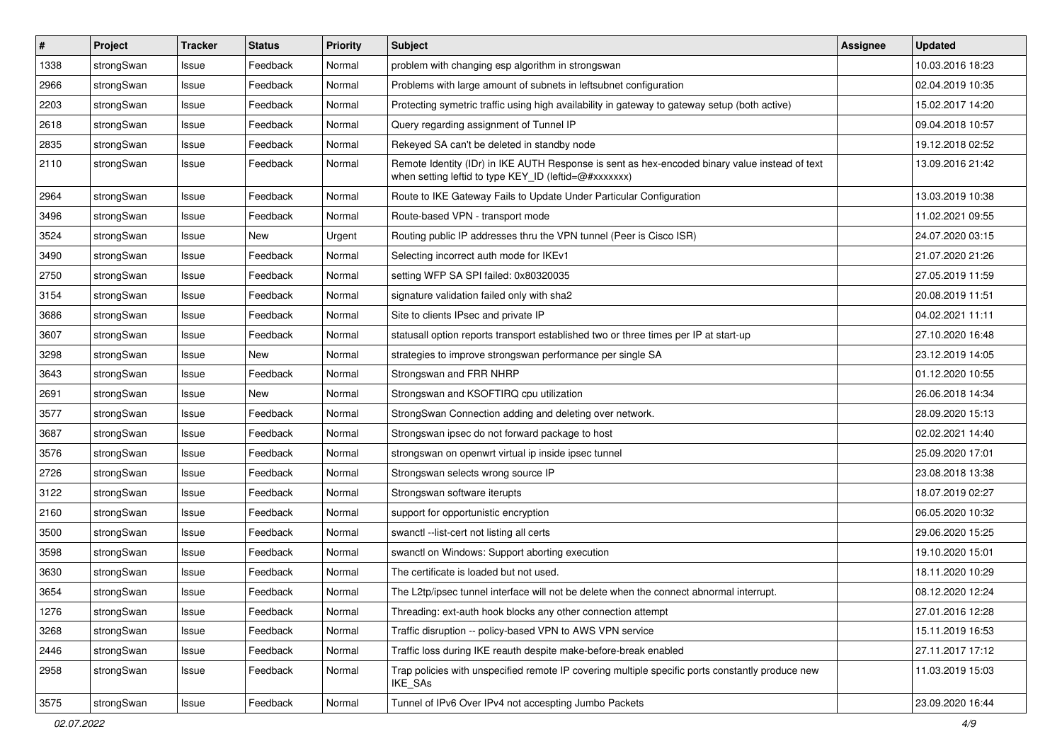| # | Project | Tracker | Status | Priority | Subject | Assignee | Updated |
|---|---|---|---|---|---|---|---|
| 1338 | strongSwan | Issue | Feedback | Normal | problem with changing esp algorithm in strongswan | | 10.03.2016 18:23 |
| 2966 | strongSwan | Issue | Feedback | Normal | Problems with large amount of subnets in leftsubnet configuration | | 02.04.2019 10:35 |
| 2203 | strongSwan | Issue | Feedback | Normal | Protecting symetric traffic using high availability in gateway to gateway setup (both active) | | 15.02.2017 14:20 |
| 2618 | strongSwan | Issue | Feedback | Normal | Query regarding assignment of Tunnel IP | | 09.04.2018 10:57 |
| 2835 | strongSwan | Issue | Feedback | Normal | Rekeyed SA can't be deleted in standby node | | 19.12.2018 02:52 |
| 2110 | strongSwan | Issue | Feedback | Normal | Remote Identity (IDr) in IKE AUTH Response is sent as hex-encoded binary value instead of text when setting leftid to type KEY_ID (leftid=@#xxxxxxx) | | 13.09.2016 21:42 |
| 2964 | strongSwan | Issue | Feedback | Normal | Route to IKE Gateway Fails to Update Under Particular Configuration | | 13.03.2019 10:38 |
| 3496 | strongSwan | Issue | Feedback | Normal | Route-based VPN - transport mode | | 11.02.2021 09:55 |
| 3524 | strongSwan | Issue | New | Urgent | Routing public IP addresses thru the VPN tunnel (Peer is Cisco ISR) | | 24.07.2020 03:15 |
| 3490 | strongSwan | Issue | Feedback | Normal | Selecting incorrect auth mode for IKEv1 | | 21.07.2020 21:26 |
| 2750 | strongSwan | Issue | Feedback | Normal | setting WFP SA SPI failed: 0x80320035 | | 27.05.2019 11:59 |
| 3154 | strongSwan | Issue | Feedback | Normal | signature validation failed only with sha2 | | 20.08.2019 11:51 |
| 3686 | strongSwan | Issue | Feedback | Normal | Site to clients IPsec and private IP | | 04.02.2021 11:11 |
| 3607 | strongSwan | Issue | Feedback | Normal | statusall option reports transport established two or three times per IP at start-up | | 27.10.2020 16:48 |
| 3298 | strongSwan | Issue | New | Normal | strategies to improve strongswan performance per single SA | | 23.12.2019 14:05 |
| 3643 | strongSwan | Issue | Feedback | Normal | Strongswan and FRR NHRP | | 01.12.2020 10:55 |
| 2691 | strongSwan | Issue | New | Normal | Strongswan and KSOFTIRQ cpu utilization | | 26.06.2018 14:34 |
| 3577 | strongSwan | Issue | Feedback | Normal | StrongSwan Connection adding and deleting over network. | | 28.09.2020 15:13 |
| 3687 | strongSwan | Issue | Feedback | Normal | Strongswan ipsec do not forward package to host | | 02.02.2021 14:40 |
| 3576 | strongSwan | Issue | Feedback | Normal | strongswan on openwrt virtual ip inside ipsec tunnel | | 25.09.2020 17:01 |
| 2726 | strongSwan | Issue | Feedback | Normal | Strongswan selects wrong source IP | | 23.08.2018 13:38 |
| 3122 | strongSwan | Issue | Feedback | Normal | Strongswan software iterupts | | 18.07.2019 02:27 |
| 2160 | strongSwan | Issue | Feedback | Normal | support for opportunistic encryption | | 06.05.2020 10:32 |
| 3500 | strongSwan | Issue | Feedback | Normal | swanctl --list-cert not listing all certs | | 29.06.2020 15:25 |
| 3598 | strongSwan | Issue | Feedback | Normal | swanctl on Windows: Support aborting execution | | 19.10.2020 15:01 |
| 3630 | strongSwan | Issue | Feedback | Normal | The certificate is loaded but not used. | | 18.11.2020 10:29 |
| 3654 | strongSwan | Issue | Feedback | Normal | The L2tp/ipsec tunnel interface will not be delete when the connect abnormal interrupt. | | 08.12.2020 12:24 |
| 1276 | strongSwan | Issue | Feedback | Normal | Threading: ext-auth hook blocks any other connection attempt | | 27.01.2016 12:28 |
| 3268 | strongSwan | Issue | Feedback | Normal | Traffic disruption -- policy-based VPN to AWS VPN service | | 15.11.2019 16:53 |
| 2446 | strongSwan | Issue | Feedback | Normal | Traffic loss during IKE reauth despite make-before-break enabled | | 27.11.2017 17:12 |
| 2958 | strongSwan | Issue | Feedback | Normal | Trap policies with unspecified remote IP covering multiple specific ports constantly produce new IKE_SAs | | 11.03.2019 15:03 |
| 3575 | strongSwan | Issue | Feedback | Normal | Tunnel of IPv6 Over IPv4 not accespting Jumbo Packets | | 23.09.2020 16:44 |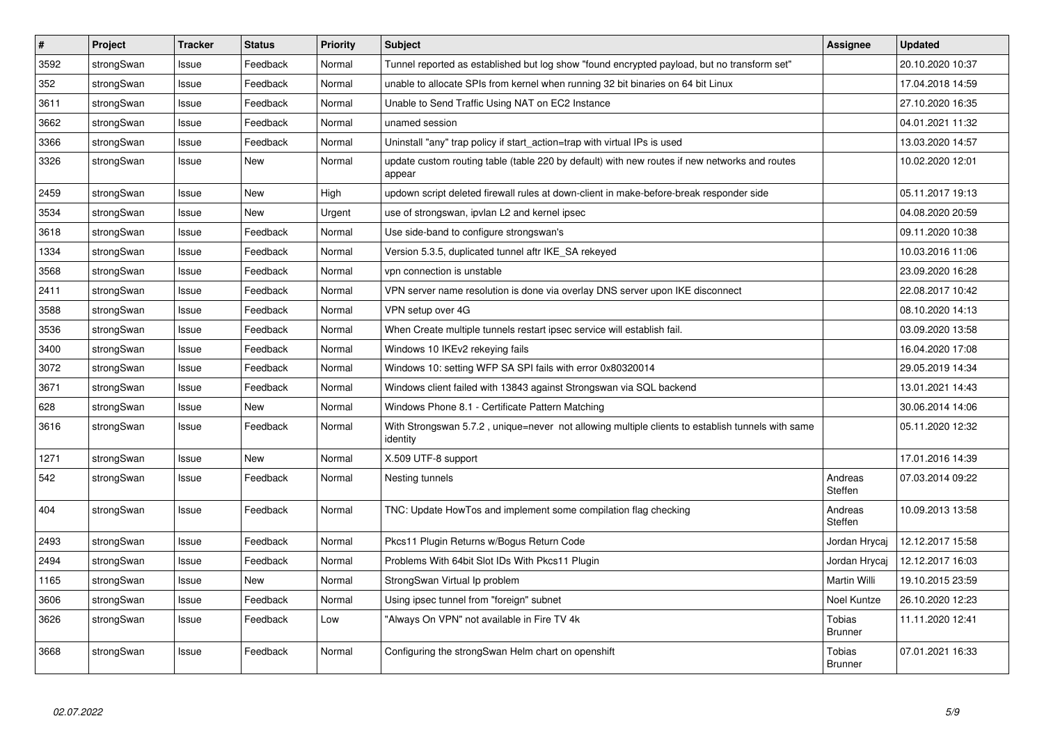| # | Project | Tracker | Status | Priority | Subject | Assignee | Updated |
|---|---|---|---|---|---|---|---|
| 3592 | strongSwan | Issue | Feedback | Normal | Tunnel reported as established but log show "found encrypted payload, but no transform set" | | 20.10.2020 10:37 |
| 352 | strongSwan | Issue | Feedback | Normal | unable to allocate SPIs from kernel when running 32 bit binaries on 64 bit Linux | | 17.04.2018 14:59 |
| 3611 | strongSwan | Issue | Feedback | Normal | Unable to Send Traffic Using NAT on EC2 Instance | | 27.10.2020 16:35 |
| 3662 | strongSwan | Issue | Feedback | Normal | unamed session | | 04.01.2021 11:32 |
| 3366 | strongSwan | Issue | Feedback | Normal | Uninstall "any" trap policy if start_action=trap with virtual IPs is used | | 13.03.2020 14:57 |
| 3326 | strongSwan | Issue | New | Normal | update custom routing table (table 220 by default) with new routes if new networks and routes appear | | 10.02.2020 12:01 |
| 2459 | strongSwan | Issue | New | High | updown script deleted firewall rules at down-client in make-before-break responder side | | 05.11.2017 19:13 |
| 3534 | strongSwan | Issue | New | Urgent | use of strongswan, ipvlan L2 and kernel ipsec | | 04.08.2020 20:59 |
| 3618 | strongSwan | Issue | Feedback | Normal | Use side-band to configure strongswan's | | 09.11.2020 10:38 |
| 1334 | strongSwan | Issue | Feedback | Normal | Version 5.3.5, duplicated tunnel aftr IKE_SA rekeyed | | 10.03.2016 11:06 |
| 3568 | strongSwan | Issue | Feedback | Normal | vpn connection is unstable | | 23.09.2020 16:28 |
| 2411 | strongSwan | Issue | Feedback | Normal | VPN server name resolution is done via overlay DNS server upon IKE disconnect | | 22.08.2017 10:42 |
| 3588 | strongSwan | Issue | Feedback | Normal | VPN setup over 4G | | 08.10.2020 14:13 |
| 3536 | strongSwan | Issue | Feedback | Normal | When Create multiple tunnels restart ipsec service will establish fail. | | 03.09.2020 13:58 |
| 3400 | strongSwan | Issue | Feedback | Normal | Windows 10 IKEv2 rekeying fails | | 16.04.2020 17:08 |
| 3072 | strongSwan | Issue | Feedback | Normal | Windows 10: setting WFP SA SPI fails with error 0x80320014 | | 29.05.2019 14:34 |
| 3671 | strongSwan | Issue | Feedback | Normal | Windows client failed with 13843 against Strongswan via SQL backend | | 13.01.2021 14:43 |
| 628 | strongSwan | Issue | New | Normal | Windows Phone 8.1 - Certificate Pattern Matching | | 30.06.2014 14:06 |
| 3616 | strongSwan | Issue | Feedback | Normal | With Strongswan 5.7.2 , unique=never not allowing multiple clients to establish tunnels with same identity | | 05.11.2020 12:32 |
| 1271 | strongSwan | Issue | New | Normal | X.509 UTF-8 support | | 17.01.2016 14:39 |
| 542 | strongSwan | Issue | Feedback | Normal | Nesting tunnels | Andreas Steffen | 07.03.2014 09:22 |
| 404 | strongSwan | Issue | Feedback | Normal | TNC: Update HowTos and implement some compilation flag checking | Andreas Steffen | 10.09.2013 13:58 |
| 2493 | strongSwan | Issue | Feedback | Normal | Pkcs11 Plugin Returns w/Bogus Return Code | Jordan Hrycaj | 12.12.2017 15:58 |
| 2494 | strongSwan | Issue | Feedback | Normal | Problems With 64bit Slot IDs With Pkcs11 Plugin | Jordan Hrycaj | 12.12.2017 16:03 |
| 1165 | strongSwan | Issue | New | Normal | StrongSwan Virtual Ip problem | Martin Willi | 19.10.2015 23:59 |
| 3606 | strongSwan | Issue | Feedback | Normal | Using ipsec tunnel from "foreign" subnet | Noel Kuntze | 26.10.2020 12:23 |
| 3626 | strongSwan | Issue | Feedback | Low | "Always On VPN" not available in Fire TV 4k | Tobias Brunner | 11.11.2020 12:41 |
| 3668 | strongSwan | Issue | Feedback | Normal | Configuring the strongSwan Helm chart on openshift | Tobias Brunner | 07.01.2021 16:33 |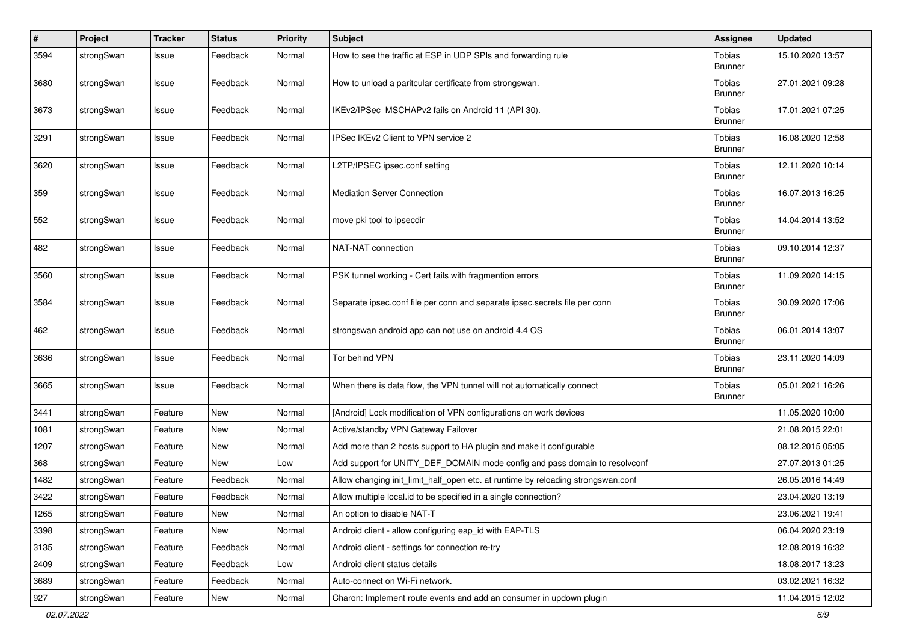| # | Project | Tracker | Status | Priority | Subject | Assignee | Updated |
|---|---|---|---|---|---|---|---|
| 3594 | strongSwan | Issue | Feedback | Normal | How to see the traffic at ESP in UDP SPIs and forwarding rule | Tobias Brunner | 15.10.2020 13:57 |
| 3680 | strongSwan | Issue | Feedback | Normal | How to unload a paritcular certificate from strongswan. | Tobias Brunner | 27.01.2021 09:28 |
| 3673 | strongSwan | Issue | Feedback | Normal | IKEv2/IPSec  MSCHAPv2 fails on Android 11 (API 30). | Tobias Brunner | 17.01.2021 07:25 |
| 3291 | strongSwan | Issue | Feedback | Normal | IPSec IKEv2 Client to VPN service 2 | Tobias Brunner | 16.08.2020 12:58 |
| 3620 | strongSwan | Issue | Feedback | Normal | L2TP/IPSEC ipsec.conf setting | Tobias Brunner | 12.11.2020 10:14 |
| 359 | strongSwan | Issue | Feedback | Normal | Mediation Server Connection | Tobias Brunner | 16.07.2013 16:25 |
| 552 | strongSwan | Issue | Feedback | Normal | move pki tool to ipsecdir | Tobias Brunner | 14.04.2014 13:52 |
| 482 | strongSwan | Issue | Feedback | Normal | NAT-NAT connection | Tobias Brunner | 09.10.2014 12:37 |
| 3560 | strongSwan | Issue | Feedback | Normal | PSK tunnel working - Cert fails with fragmention errors | Tobias Brunner | 11.09.2020 14:15 |
| 3584 | strongSwan | Issue | Feedback | Normal | Separate ipsec.conf file per conn and separate ipsec.secrets file per conn | Tobias Brunner | 30.09.2020 17:06 |
| 462 | strongSwan | Issue | Feedback | Normal | strongswan android app can not use on android 4.4 OS | Tobias Brunner | 06.01.2014 13:07 |
| 3636 | strongSwan | Issue | Feedback | Normal | Tor behind VPN | Tobias Brunner | 23.11.2020 14:09 |
| 3665 | strongSwan | Issue | Feedback | Normal | When there is data flow, the VPN tunnel will not automatically connect | Tobias Brunner | 05.01.2021 16:26 |
| 3441 | strongSwan | Feature | New | Normal | [Android] Lock modification of VPN configurations on work devices | | 11.05.2020 10:00 |
| 1081 | strongSwan | Feature | New | Normal | Active/standby VPN Gateway Failover | | 21.08.2015 22:01 |
| 1207 | strongSwan | Feature | New | Normal | Add more than 2 hosts support to HA plugin and make it configurable | | 08.12.2015 05:05 |
| 368 | strongSwan | Feature | New | Low | Add support for UNITY_DEF_DOMAIN mode config and pass domain to resolvconf | | 27.07.2013 01:25 |
| 1482 | strongSwan | Feature | Feedback | Normal | Allow changing init_limit_half_open etc. at runtime by reloading strongswan.conf | | 26.05.2016 14:49 |
| 3422 | strongSwan | Feature | Feedback | Normal | Allow multiple local.id to be specified in a single connection? | | 23.04.2020 13:19 |
| 1265 | strongSwan | Feature | New | Normal | An option to disable NAT-T | | 23.06.2021 19:41 |
| 3398 | strongSwan | Feature | New | Normal | Android client - allow configuring eap_id with EAP-TLS | | 06.04.2020 23:19 |
| 3135 | strongSwan | Feature | Feedback | Normal | Android client - settings for connection re-try | | 12.08.2019 16:32 |
| 2409 | strongSwan | Feature | Feedback | Low | Android client status details | | 18.08.2017 13:23 |
| 3689 | strongSwan | Feature | Feedback | Normal | Auto-connect on Wi-Fi network. | | 03.02.2021 16:32 |
| 927 | strongSwan | Feature | New | Normal | Charon: Implement route events and add an consumer in updown plugin | | 11.04.2015 12:02 |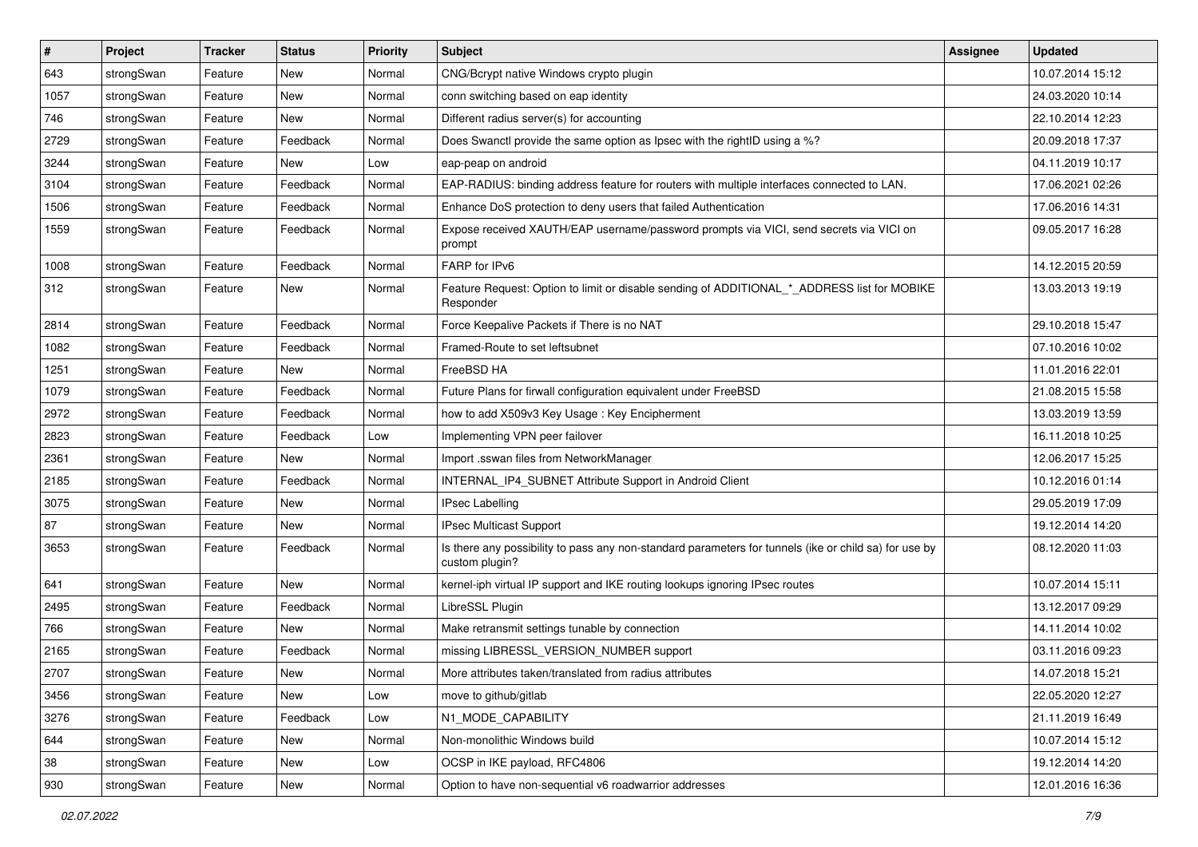| # | Project | Tracker | Status | Priority | Subject | Assignee | Updated |
|---|---|---|---|---|---|---|---|
| 643 | strongSwan | Feature | New | Normal | CNG/Bcrypt native Windows crypto plugin | | 10.07.2014 15:12 |
| 1057 | strongSwan | Feature | New | Normal | conn switching based on eap identity | | 24.03.2020 10:14 |
| 746 | strongSwan | Feature | New | Normal | Different radius server(s) for accounting | | 22.10.2014 12:23 |
| 2729 | strongSwan | Feature | Feedback | Normal | Does Swanctl provide the same option as Ipsec with the rightID using a %? | | 20.09.2018 17:37 |
| 3244 | strongSwan | Feature | New | Low | eap-peap on android | | 04.11.2019 10:17 |
| 3104 | strongSwan | Feature | Feedback | Normal | EAP-RADIUS: binding address feature for routers with multiple interfaces connected to LAN. | | 17.06.2021 02:26 |
| 1506 | strongSwan | Feature | Feedback | Normal | Enhance DoS protection to deny users that failed Authentication | | 17.06.2016 14:31 |
| 1559 | strongSwan | Feature | Feedback | Normal | Expose received XAUTH/EAP username/password prompts via VICI, send secrets via VICI on prompt | | 09.05.2017 16:28 |
| 1008 | strongSwan | Feature | Feedback | Normal | FARP for IPv6 | | 14.12.2015 20:59 |
| 312 | strongSwan | Feature | New | Normal | Feature Request: Option to limit or disable sending of ADDITIONAL_*_ADDRESS list for MOBIKE Responder | | 13.03.2013 19:19 |
| 2814 | strongSwan | Feature | Feedback | Normal | Force Keepalive Packets if There is no NAT | | 29.10.2018 15:47 |
| 1082 | strongSwan | Feature | Feedback | Normal | Framed-Route to set leftsubnet | | 07.10.2016 10:02 |
| 1251 | strongSwan | Feature | New | Normal | FreeBSD HA | | 11.01.2016 22:01 |
| 1079 | strongSwan | Feature | Feedback | Normal | Future Plans for firwall configuration equivalent under FreeBSD | | 21.08.2015 15:58 |
| 2972 | strongSwan | Feature | Feedback | Normal | how to add X509v3 Key Usage : Key Encipherment | | 13.03.2019 13:59 |
| 2823 | strongSwan | Feature | Feedback | Low | Implementing VPN peer failover | | 16.11.2018 10:25 |
| 2361 | strongSwan | Feature | New | Normal | Import .sswan files from NetworkManager | | 12.06.2017 15:25 |
| 2185 | strongSwan | Feature | Feedback | Normal | INTERNAL_IP4_SUBNET Attribute Support in Android Client | | 10.12.2016 01:14 |
| 3075 | strongSwan | Feature | New | Normal | IPsec Labelling | | 29.05.2019 17:09 |
| 87 | strongSwan | Feature | New | Normal | IPsec Multicast Support | | 19.12.2014 14:20 |
| 3653 | strongSwan | Feature | Feedback | Normal | Is there any possibility to pass any non-standard parameters for tunnels (ike or child sa) for use by custom plugin? | | 08.12.2020 11:03 |
| 641 | strongSwan | Feature | New | Normal | kernel-iph virtual IP support and IKE routing lookups ignoring IPsec routes | | 10.07.2014 15:11 |
| 2495 | strongSwan | Feature | Feedback | Normal | LibreSSL Plugin | | 13.12.2017 09:29 |
| 766 | strongSwan | Feature | New | Normal | Make retransmit settings tunable by connection | | 14.11.2014 10:02 |
| 2165 | strongSwan | Feature | Feedback | Normal | missing LIBRESSL_VERSION_NUMBER support | | 03.11.2016 09:23 |
| 2707 | strongSwan | Feature | New | Normal | More attributes taken/translated from radius attributes | | 14.07.2018 15:21 |
| 3456 | strongSwan | Feature | New | Low | move to github/gitlab | | 22.05.2020 12:27 |
| 3276 | strongSwan | Feature | Feedback | Low | N1_MODE_CAPABILITY | | 21.11.2019 16:49 |
| 644 | strongSwan | Feature | New | Normal | Non-monolithic Windows build | | 10.07.2014 15:12 |
| 38 | strongSwan | Feature | New | Low | OCSP in IKE payload, RFC4806 | | 19.12.2014 14:20 |
| 930 | strongSwan | Feature | New | Normal | Option to have non-sequential v6 roadwarrior addresses | | 12.01.2016 16:36 |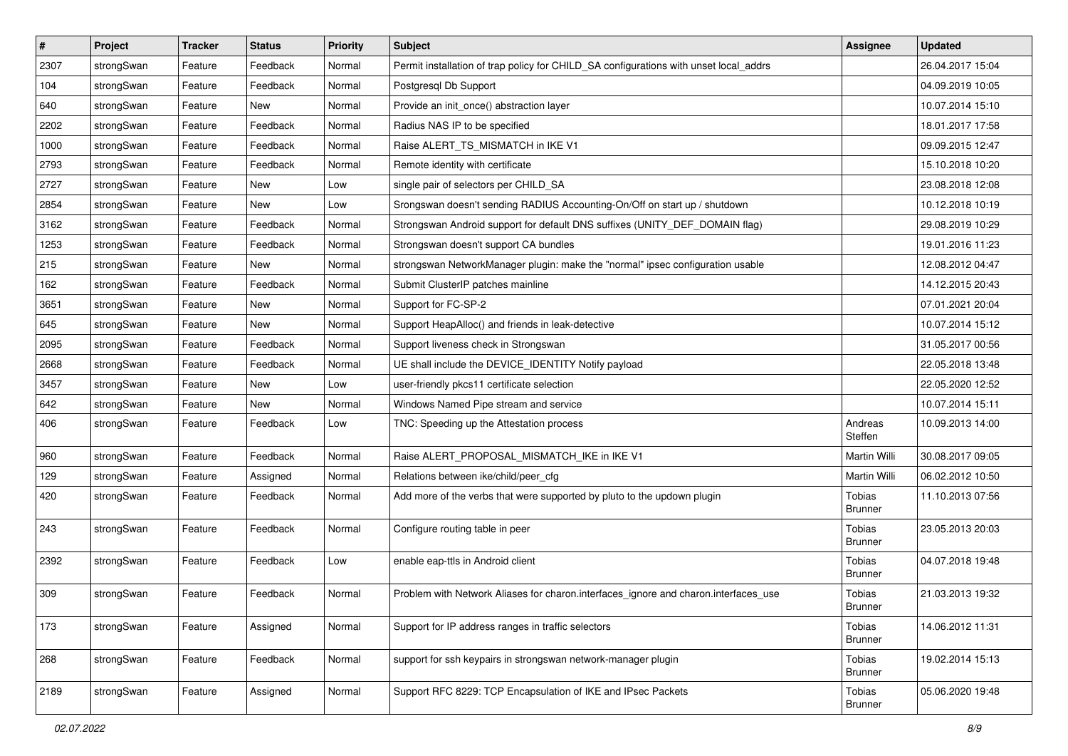| # | Project | Tracker | Status | Priority | Subject | Assignee | Updated |
|---|---|---|---|---|---|---|---|
| 2307 | strongSwan | Feature | Feedback | Normal | Permit installation of trap policy for CHILD_SA configurations with unset local_addrs | | 26.04.2017 15:04 |
| 104 | strongSwan | Feature | Feedback | Normal | Postgresql Db Support | | 04.09.2019 10:05 |
| 640 | strongSwan | Feature | New | Normal | Provide an init_once() abstraction layer | | 10.07.2014 15:10 |
| 2202 | strongSwan | Feature | Feedback | Normal | Radius NAS IP to be specified | | 18.01.2017 17:58 |
| 1000 | strongSwan | Feature | Feedback | Normal | Raise ALERT_TS_MISMATCH in IKE V1 | | 09.09.2015 12:47 |
| 2793 | strongSwan | Feature | Feedback | Normal | Remote identity with certificate | | 15.10.2018 10:20 |
| 2727 | strongSwan | Feature | New | Low | single pair of selectors per CHILD_SA | | 23.08.2018 12:08 |
| 2854 | strongSwan | Feature | New | Low | Srongswan doesn't sending RADIUS Accounting-On/Off on start up / shutdown | | 10.12.2018 10:19 |
| 3162 | strongSwan | Feature | Feedback | Normal | Strongswan Android support for default DNS suffixes (UNITY_DEF_DOMAIN flag) | | 29.08.2019 10:29 |
| 1253 | strongSwan | Feature | Feedback | Normal | Strongswan doesn't support CA bundles | | 19.01.2016 11:23 |
| 215 | strongSwan | Feature | New | Normal | strongswan NetworkManager plugin: make the "normal" ipsec configuration usable | | 12.08.2012 04:47 |
| 162 | strongSwan | Feature | Feedback | Normal | Submit ClusterIP patches mainline | | 14.12.2015 20:43 |
| 3651 | strongSwan | Feature | New | Normal | Support for FC-SP-2 | | 07.01.2021 20:04 |
| 645 | strongSwan | Feature | New | Normal | Support HeapAlloc() and friends in leak-detective | | 10.07.2014 15:12 |
| 2095 | strongSwan | Feature | Feedback | Normal | Support liveness check in Strongswan | | 31.05.2017 00:56 |
| 2668 | strongSwan | Feature | Feedback | Normal | UE shall include the DEVICE_IDENTITY Notify payload | | 22.05.2018 13:48 |
| 3457 | strongSwan | Feature | New | Low | user-friendly pkcs11 certificate selection | | 22.05.2020 12:52 |
| 642 | strongSwan | Feature | New | Normal | Windows Named Pipe stream and service | | 10.07.2014 15:11 |
| 406 | strongSwan | Feature | Feedback | Low | TNC: Speeding up the Attestation process | Andreas Steffen | 10.09.2013 14:00 |
| 960 | strongSwan | Feature | Feedback | Normal | Raise ALERT_PROPOSAL_MISMATCH_IKE in IKE V1 | Martin Willi | 30.08.2017 09:05 |
| 129 | strongSwan | Feature | Assigned | Normal | Relations between ike/child/peer_cfg | Martin Willi | 06.02.2012 10:50 |
| 420 | strongSwan | Feature | Feedback | Normal | Add more of the verbs that were supported by pluto to the updown plugin | Tobias Brunner | 11.10.2013 07:56 |
| 243 | strongSwan | Feature | Feedback | Normal | Configure routing table in peer | Tobias Brunner | 23.05.2013 20:03 |
| 2392 | strongSwan | Feature | Feedback | Low | enable eap-ttls in Android client | Tobias Brunner | 04.07.2018 19:48 |
| 309 | strongSwan | Feature | Feedback | Normal | Problem with Network Aliases for charon.interfaces_ignore and charon.interfaces_use | Tobias Brunner | 21.03.2013 19:32 |
| 173 | strongSwan | Feature | Assigned | Normal | Support for IP address ranges in traffic selectors | Tobias Brunner | 14.06.2012 11:31 |
| 268 | strongSwan | Feature | Feedback | Normal | support for ssh keypairs in strongswan network-manager plugin | Tobias Brunner | 19.02.2014 15:13 |
| 2189 | strongSwan | Feature | Assigned | Normal | Support RFC 8229: TCP Encapsulation of IKE and IPsec Packets | Tobias Brunner | 05.06.2020 19:48 |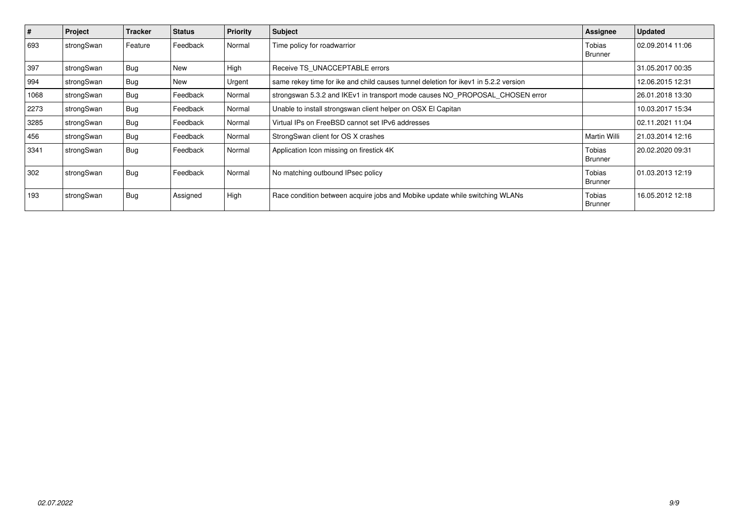| # | Project | Tracker | Status | Priority | Subject | Assignee | Updated |
|---|---|---|---|---|---|---|---|
| 693 | strongSwan | Feature | Feedback | Normal | Time policy for roadwarrior | Tobias Brunner | 02.09.2014 11:06 |
| 397 | strongSwan | Bug | New | High | Receive TS_UNACCEPTABLE errors | | 31.05.2017 00:35 |
| 994 | strongSwan | Bug | New | Urgent | same rekey time for ike and child causes tunnel deletion for ikev1 in 5.2.2 version | | 12.06.2015 12:31 |
| 1068 | strongSwan | Bug | Feedback | Normal | strongswan 5.3.2 and IKEv1 in transport mode causes NO_PROPOSAL_CHOSEN error | | 26.01.2018 13:30 |
| 2273 | strongSwan | Bug | Feedback | Normal | Unable to install strongswan client helper on OSX El Capitan | | 10.03.2017 15:34 |
| 3285 | strongSwan | Bug | Feedback | Normal | Virtual IPs on FreeBSD cannot set IPv6 addresses | | 02.11.2021 11:04 |
| 456 | strongSwan | Bug | Feedback | Normal | StrongSwan client for OS X crashes | Martin Willi | 21.03.2014 12:16 |
| 3341 | strongSwan | Bug | Feedback | Normal | Application Icon missing on firestick 4K | Tobias Brunner | 20.02.2020 09:31 |
| 302 | strongSwan | Bug | Feedback | Normal | No matching outbound IPsec policy | Tobias Brunner | 01.03.2013 12:19 |
| 193 | strongSwan | Bug | Assigned | High | Race condition between acquire jobs and Mobike update while switching WLANs | Tobias Brunner | 16.05.2012 12:18 |